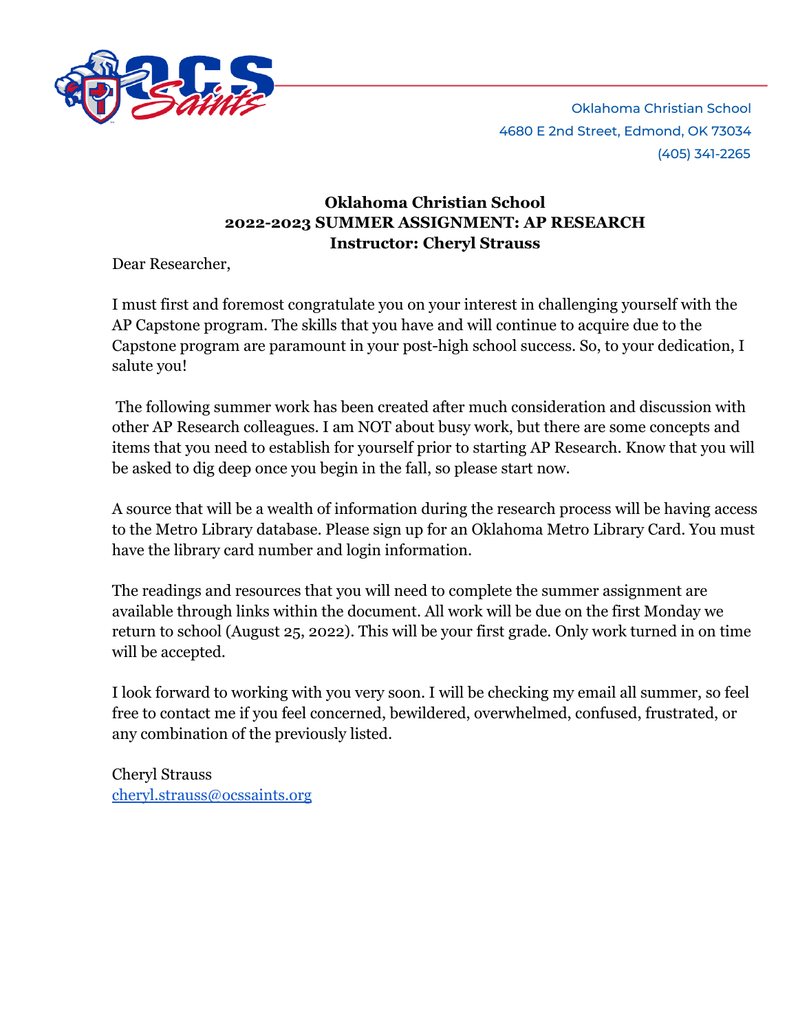Oklahoma Christian School
4680 E 2nd Street, Edmond, OK 73034
(405) 341-2265

**Oklahoma Christian School**
**2022-2023 SUMMER ASSIGNMENT: AP RESEARCH**
**Instructor: Cheryl Strauss**

Dear Researcher,

I must first and foremost congratulate you on your interest in challenging yourself with the AP Capstone program. The skills that you have and will continue to acquire due to the Capstone program are paramount in your post-high school success. So, to your dedication, I salute you!

The following summer work has been created after much consideration and discussion with other AP Research colleagues. I am NOT about busy work, but there are some concepts and items that you need to establish for yourself prior to starting AP Research. Know that you will be asked to dig deep once you begin in the fall, so please start now.

A source that will be a wealth of information during the research process will be having access to the Metro Library database. Please sign up for an Oklahoma Metro Library Card. You must have the library card number and login information.

The readings and resources that you will need to complete the summer assignment are available through links within the document. All work will be due on the first Monday we return to school (August 25, 2022). This will be your first grade. Only work turned in on time will be accepted.

I look forward to working with you very soon. I will be checking my email all summer, so feel free to contact me if you feel concerned, bewildered, overwhelmed, confused, frustrated, or any combination of the previously listed.

Cheryl Strauss
cheryl.strauss@ocssaints.org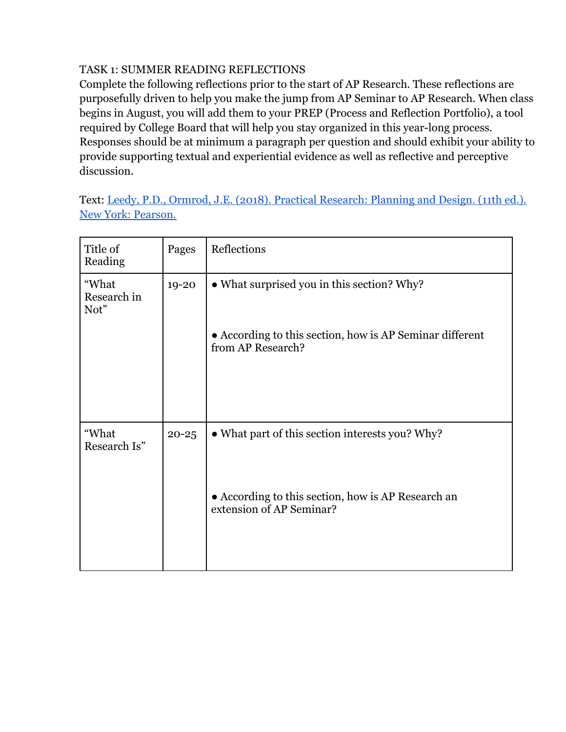TASK 1: SUMMER READING REFLECTIONS

Complete the following reflections prior to the start of AP Research. These reflections are purposefully driven to help you make the jump from AP Seminar to AP Research. When class begins in August, you will add them to your PREP (Process and Reflection Portfolio), a tool required by College Board that will help you stay organized in this year-long process. Responses should be at minimum a paragraph per question and should exhibit your ability to provide supporting textual and experiential evidence as well as reflective and perceptive discussion.

Text: [Leedy, P.D., Ormrod, J.E. (2018). Practical Research: Planning and Design. (11th ed.). New York: Pearson.]()

| Title of Reading | Pages | Reflections |
| --- | --- | --- |
| "What Research in Not" | 19-20 | • What surprised you in this section? Why?<br><br>• According to this section, how is AP Seminar different from AP Research? |
| "What Research Is" | 20-25 | • What part of this section interests you? Why?<br><br>• According to this section, how is AP Research an extension of AP Seminar? |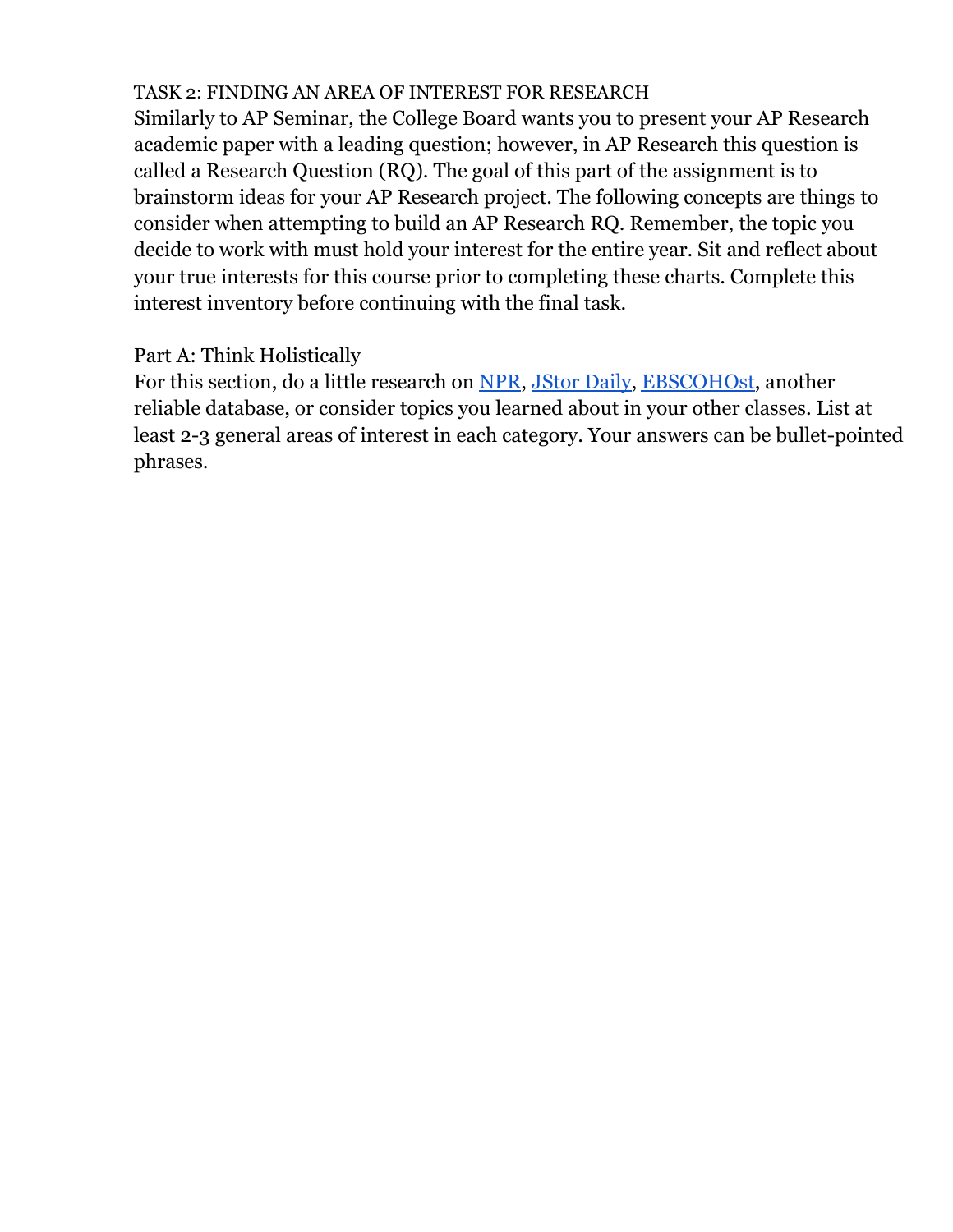TASK 2: FINDING AN AREA OF INTEREST FOR RESEARCH

Similarly to AP Seminar, the College Board wants you to present your AP Research academic paper with a leading question; however, in AP Research this question is called a Research Question (RQ). The goal of this part of the assignment is to brainstorm ideas for your AP Research project. The following concepts are things to consider when attempting to build an AP Research RQ. Remember, the topic you decide to work with must hold your interest for the entire year. Sit and reflect about your true interests for this course prior to completing these charts. Complete this interest inventory before continuing with the final task.

Part A: Think Holistically

For this section, do a little research on NPR, JStor Daily, EBSCOHOst, another reliable database, or consider topics you learned about in your other classes. List at least 2-3 general areas of interest in each category. Your answers can be bullet-pointed phrases.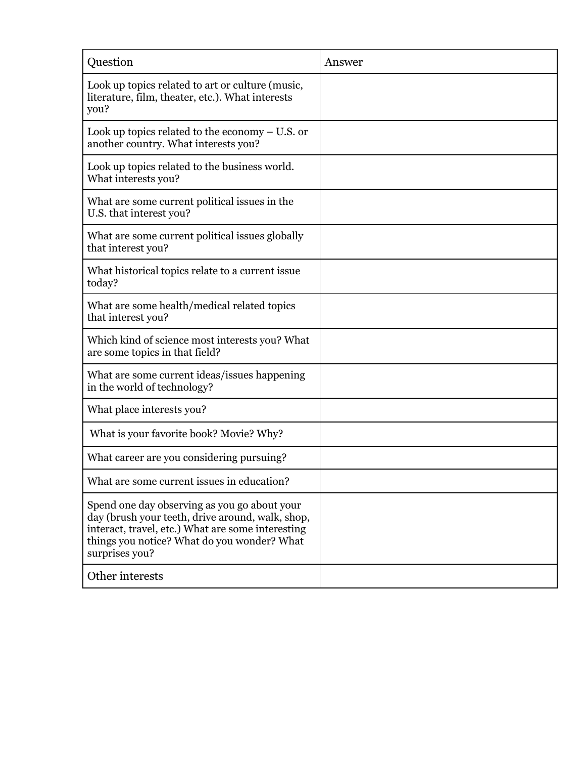| Question | Answer |
| --- | --- |
| Look up topics related to art or culture (music, literature, film, theater, etc.). What interests you? | |
| Look up topics related to the economy – U.S. or another country. What interests you? | |
| Look up topics related to the business world. What interests you? | |
| What are some current political issues in the U.S. that interest you? | |
| What are some current political issues globally that interest you? | |
| What historical topics relate to a current issue today? | |
| What are some health/medical related topics that interest you? | |
| Which kind of science most interests you? What are some topics in that field? | |
| What are some current ideas/issues happening in the world of technology? | |
| What place interests you? | |
| What is your favorite book? Movie? Why? | |
| What career are you considering pursuing? | |
| What are some current issues in education? | |
| Spend one day observing as you go about your day (brush your teeth, drive around, walk, shop, interact, travel, etc.) What are some interesting things you notice? What do you wonder? What surprises you? | |
| Other interests | |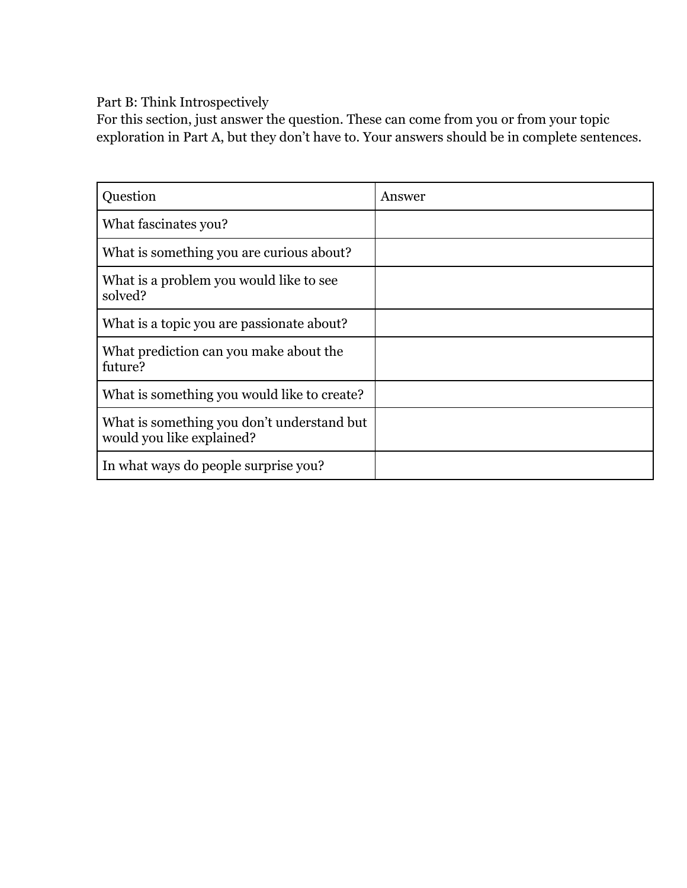Part B: Think Introspectively

For this section, just answer the question. These can come from you or from your topic exploration in Part A, but they don't have to. Your answers should be in complete sentences.

| Question | Answer |
| --- | --- |
| What fascinates you? | |
| What is something you are curious about? | |
| What is a problem you would like to see solved? | |
| What is a topic you are passionate about? | |
| What prediction can you make about the future? | |
| What is something you would like to create? | |
| What is something you don't understand but would you like explained? | |
| In what ways do people surprise you? | |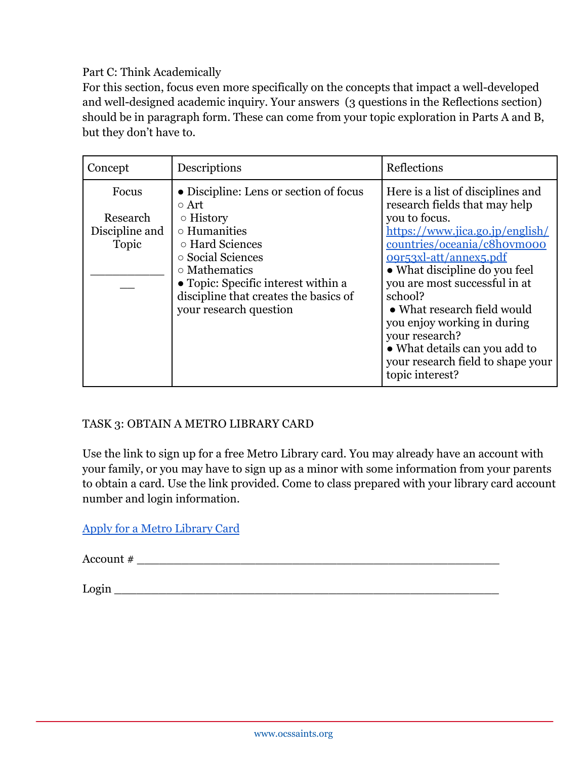Part C: Think Academically

For this section, focus even more specifically on the concepts that impact a well-developed and well-designed academic inquiry. Your answers (3 questions in the Reflections section) should be in paragraph form. These can come from your topic exploration in Parts A and B, but they don't have to.

| Concept | Descriptions | Reflections |
|---|---|---|
| Focus<br><br>Research Discipline and Topic<br><br>_____________ | ● Discipline: Lens or section of focus<br>○ Art<br>○ History<br>○ Humanities<br>○ Hard Sciences<br>○ Social Sciences<br>○ Mathematics<br>● Topic: Specific interest within a discipline that creates the basics of your research question | Here is a list of disciplines and research fields that may help you to focus. [https://www.jica.go.jp/english/countries/oceania/c8h0vm0000 9r53xl-att/annex5.pdf](https://www.jica.go.jp/english/countries/oceania/c8h0vm00009r53xl-att/annex5.pdf)<br>● What discipline do you feel you are most successful in at school?<br>● What research field would you enjoy working in during your research?<br>● What details can you add to your research field to shape your topic interest? |

TASK 3: OBTAIN A METRO LIBRARY CARD

Use the link to sign up for a free Metro Library card. You may already have an account with your family, or you may have to sign up as a minor with some information from your parents to obtain a card. Use the link provided. Come to class prepared with your library card account number and login information.

Apply for a Metro Library Card

Account # ______________________________________________________

Login ________________________________________________________

www.ocssaints.org